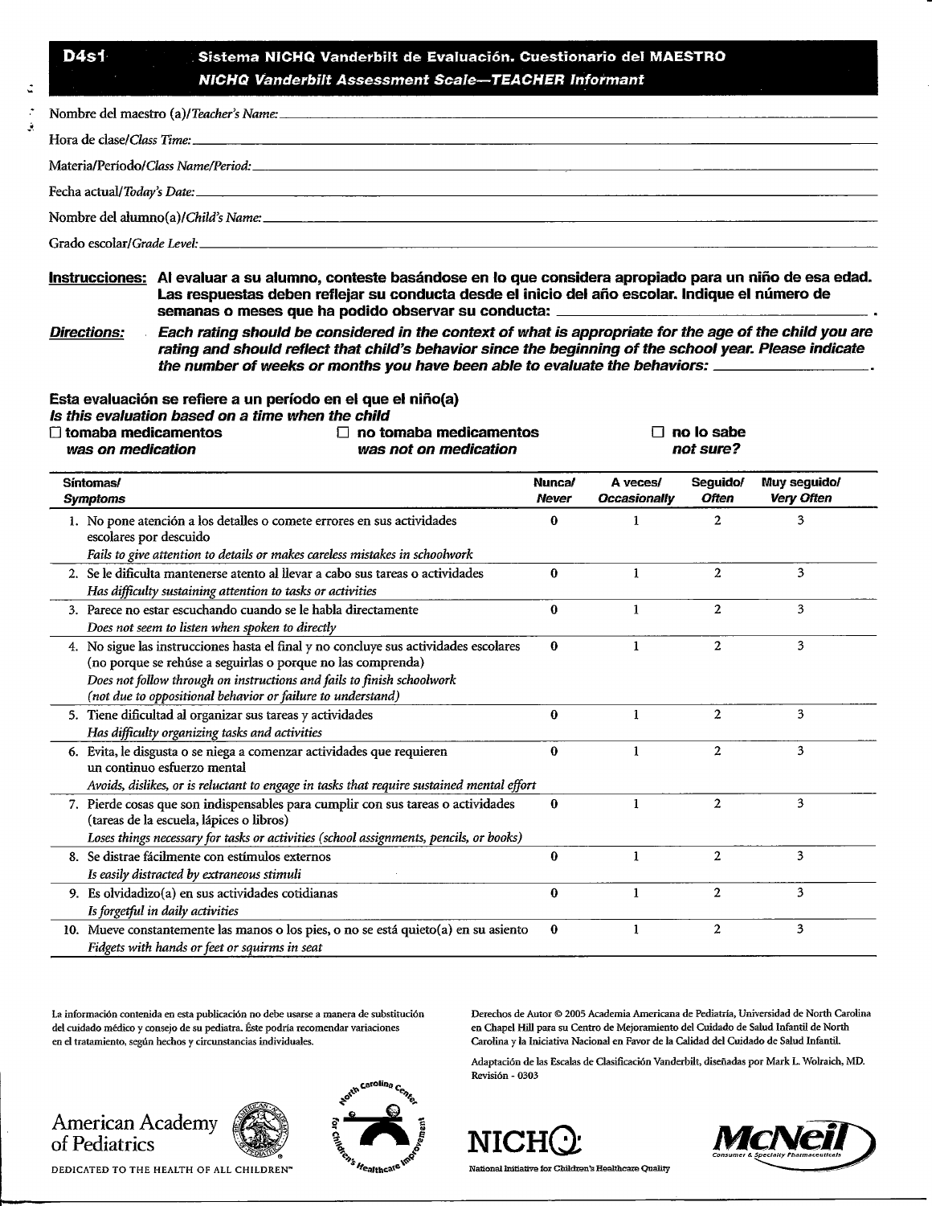# D4s1 Sistema NICHQ Vanderbilt de Evaluación. Cuestionario del MAESTRO

## *NICHQ Vanderbilt Assessment Scale—TEACHER Informant*

Nombre del maestro (a)/*Teacher's Name:* ______________________________

Hora de clase/*Class Time:* ______________________________

Materia/Período/*Class Name/Period:* ______________________________

Fecha actual/*Today's Date:* ______________________________

Nombre del alumno(a)/*Child's Name:* ______________________________

Grado escolar/*Grade Level:* ______________________________

**Instrucciones: Al evaluar a su alumno, conteste basándose en lo que considera apropiado para un niño de esa edad. Las respuestas deben reflejar su conducta desde el inicio del año escolar. Indique el número de semanas o meses que ha podido observar su conducta: ______________________________ .**

***Directions:* *Each rating should be considered in the context of what is appropriate for the age of the child you are rating and should reflect that child's behavior since the beginning of the school year. Please indicate the number of weeks or months you have been able to evaluate the behaviors:* ______________.**

**Esta evaluación se refiere a un período en el que el niño(a)**
***Is this evaluation based on a time when the child***

☐ **tomaba medicamentos** *was on medication*    ☐ **no tomaba medicamentos** *was not on medication*    ☐ **no lo sabe** *not sure?*

| Síntomas/ *Symptoms* | Nunca/ *Never* | A veces/ *Occasionally* | Seguido/ *Often* | Muy seguido/ *Very Often* |
|---|---|---|---|---|
| 1. No pone atención a los detalles o comete errores en sus actividades escolares por descuido *Fails to give attention to details or makes careless mistakes in schoolwork* | 0 | 1 | 2 | 3 |
| 2. Se le dificulta mantenerse atento al llevar a cabo sus tareas o actividades *Has difficulty sustaining attention to tasks or activities* | 0 | 1 | 2 | 3 |
| 3. Parece no estar escuchando cuando se le habla directamente *Does not seem to listen when spoken to directly* | 0 | 1 | 2 | 3 |
| 4. No sigue las instrucciones hasta el final y no concluye sus actividades escolares (no porque se rehúse a seguirlas o porque no las comprenda) *Does not follow through on instructions and fails to finish schoolwork (not due to oppositional behavior or failure to understand)* | 0 | 1 | 2 | 3 |
| 5. Tiene dificultad al organizar sus tareas y actividades *Has difficulty organizing tasks and activities* | 0 | 1 | 2 | 3 |
| 6. Evita, le disgusta o se niega a comenzar actividades que requieren un continuo esfuerzo mental *Avoids, dislikes, or is reluctant to engage in tasks that require sustained mental effort* | 0 | 1 | 2 | 3 |
| 7. Pierde cosas que son indispensables para cumplir con sus tareas o actividades (tareas de la escuela, lápices o libros) *Loses things necessary for tasks or activities (school assignments, pencils, or books)* | 0 | 1 | 2 | 3 |
| 8. Se distrae fácilmente con estímulos externos *Is easily distracted by extraneous stimuli* | 0 | 1 | 2 | 3 |
| 9. Es olvidadizo(a) en sus actividades cotidianas *Is forgetful in daily activities* | 0 | 1 | 2 | 3 |
| 10. Mueve constantemente las manos o los pies, o no se está quieto(a) en su asiento *Fidgets with hands or feet or squirms in seat* | 0 | 1 | 2 | 3 |

La información contenida en esta publicación no debe usarse a manera de substitución del cuidado médico y consejo de su pediatra. Éste podría recomendar variaciones en el tratamiento, según hechos y circunstancias individuales.

Derechos de Autor © 2005 Academia Americana de Pediatría, Universidad de North Carolina en Chapel Hill para su Centro de Mejoramiento del Cuidado de Salud Infantil de North Carolina y la Iniciativa Nacional en Favor de la Calidad del Cuidado de Salud Infantil.

Adaptación de las Escalas de Clasificación Vanderbilt, diseñadas por Mark L. Wolraich, MD. Revisión - 0303

American Academy of Pediatrics
DEDICATED TO THE HEALTH OF ALL CHILDREN™

North Carolina Center for Children's Healthcare Improvement

NICHQ
National Initiative for Children's Healthcare Quality

McNeil Consumer & Specialty Pharmaceuticals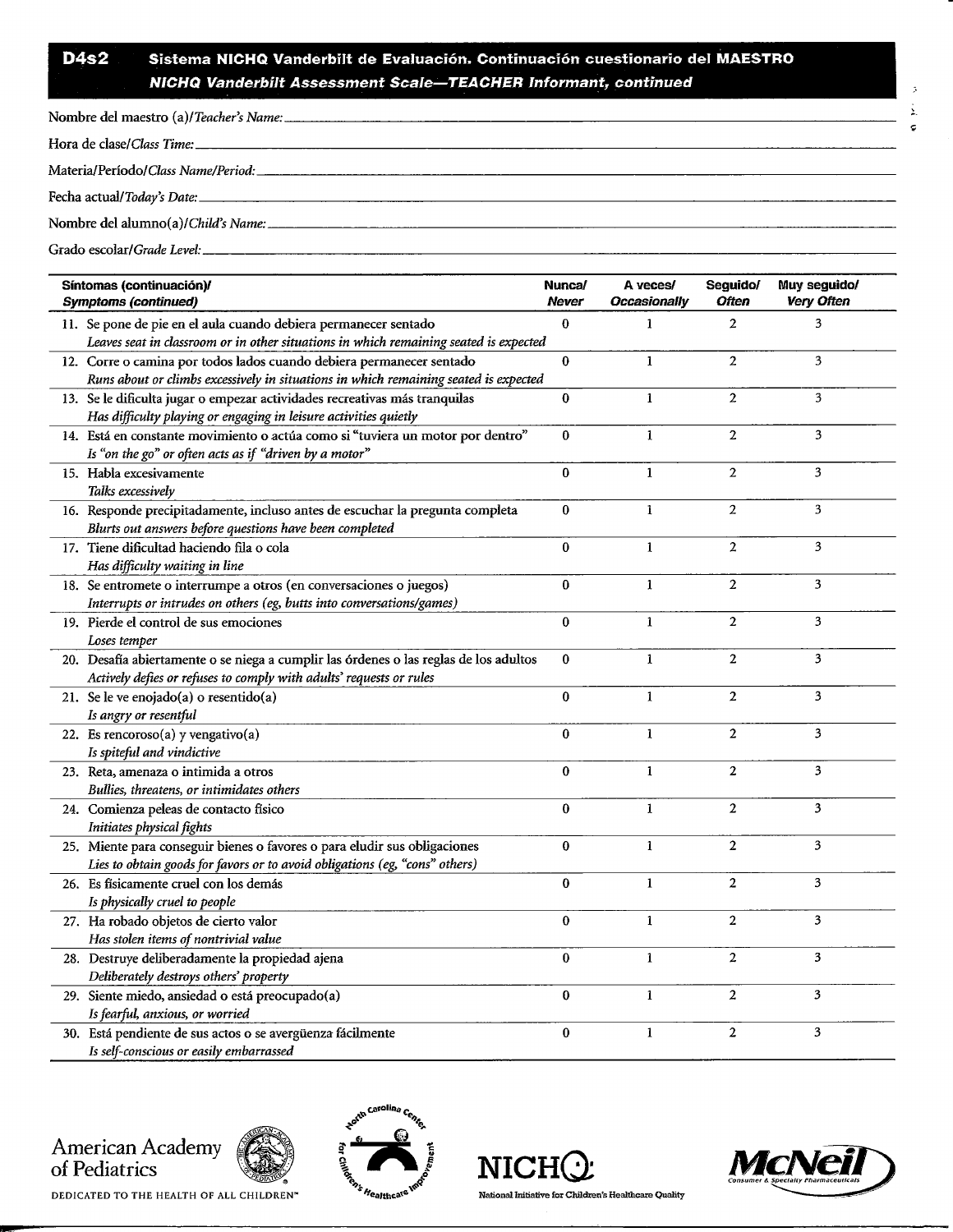## D4s2 Sistema NICHQ Vanderbilt de Evaluación. Continuación cuestionario del MAESTRO
### *NICHQ Vanderbilt Assessment Scale—TEACHER Informant, continued*

Nombre del maestro (a)/*Teacher's Name:* ______________________________

Hora de clase/*Class Time:* ______________________________

Materia/Período/*Class Name/Period:* ______________________________

Fecha actual/*Today's Date:* ______________________________

Nombre del alumno(a)/*Child's Name:* ______________________________

Grado escolar/*Grade Level:* ______________________________

| **Síntomas (continuación)/** ***Symptoms (continued)*** | **Nunca/** ***Never*** | **A veces/** ***Occasionally*** | **Seguido/** ***Often*** | **Muy seguido/** ***Very Often*** |
|---|---|---|---|---|
| 11. Se pone de pie en el aula cuando debiera permanecer sentado *Leaves seat in classroom or in other situations in which remaining seated is expected* | 0 | 1 | 2 | 3 |
| 12. Corre o camina por todos lados cuando debiera permanecer sentado *Runs about or climbs excessively in situations in which remaining seated is expected* | 0 | 1 | 2 | 3 |
| 13. Se le dificulta jugar o empezar actividades recreativas más tranquilas *Has difficulty playing or engaging in leisure activities quietly* | 0 | 1 | 2 | 3 |
| 14. Está en constante movimiento o actúa como si "tuviera un motor por dentro" *Is "on the go" or often acts as if "driven by a motor"* | 0 | 1 | 2 | 3 |
| 15. Habla excesivamente *Talks excessively* | 0 | 1 | 2 | 3 |
| 16. Responde precipitadamente, incluso antes de escuchar la pregunta completa *Blurts out answers before questions have been completed* | 0 | 1 | 2 | 3 |
| 17. Tiene dificultad haciendo fila o cola *Has difficulty waiting in line* | 0 | 1 | 2 | 3 |
| 18. Se entromete o interrumpe a otros (en conversaciones o juegos) *Interrupts or intrudes on others (eg, butts into conversations/games)* | 0 | 1 | 2 | 3 |
| 19. Pierde el control de sus emociones *Loses temper* | 0 | 1 | 2 | 3 |
| 20. Desafía abiertamente o se niega a cumplir las órdenes o las reglas de los adultos *Actively defies or refuses to comply with adults' requests or rules* | 0 | 1 | 2 | 3 |
| 21. Se le ve enojado(a) o resentido(a) *Is angry or resentful* | 0 | 1 | 2 | 3 |
| 22. Es rencoroso(a) y vengativo(a) *Is spiteful and vindictive* | 0 | 1 | 2 | 3 |
| 23. Reta, amenaza o intimida a otros *Bullies, threatens, or intimidates others* | 0 | 1 | 2 | 3 |
| 24. Comienza peleas de contacto físico *Initiates physical fights* | 0 | 1 | 2 | 3 |
| 25. Miente para conseguir bienes o favores o para eludir sus obligaciones *Lies to obtain goods for favors or to avoid obligations (eg, "cons" others)* | 0 | 1 | 2 | 3 |
| 26. Es físicamente cruel con los demás *Is physically cruel to people* | 0 | 1 | 2 | 3 |
| 27. Ha robado objetos de cierto valor *Has stolen items of nontrivial value* | 0 | 1 | 2 | 3 |
| 28. Destruye deliberadamente la propiedad ajena *Deliberately destroys others' property* | 0 | 1 | 2 | 3 |
| 29. Siente miedo, ansiedad o está preocupado(a) *Is fearful, anxious, or worried* | 0 | 1 | 2 | 3 |
| 30. Está pendiente de sus actos o se avergüenza fácilmente *Is self-conscious or easily embarrassed* | 0 | 1 | 2 | 3 |

American Academy of Pediatrics
DEDICATED TO THE HEALTH OF ALL CHILDREN™

North Carolina Center for Children's Healthcare Improvement

NICHQ
National Initiative for Children's Healthcare Quality

McNeil Consumer & Specialty Pharmaceuticals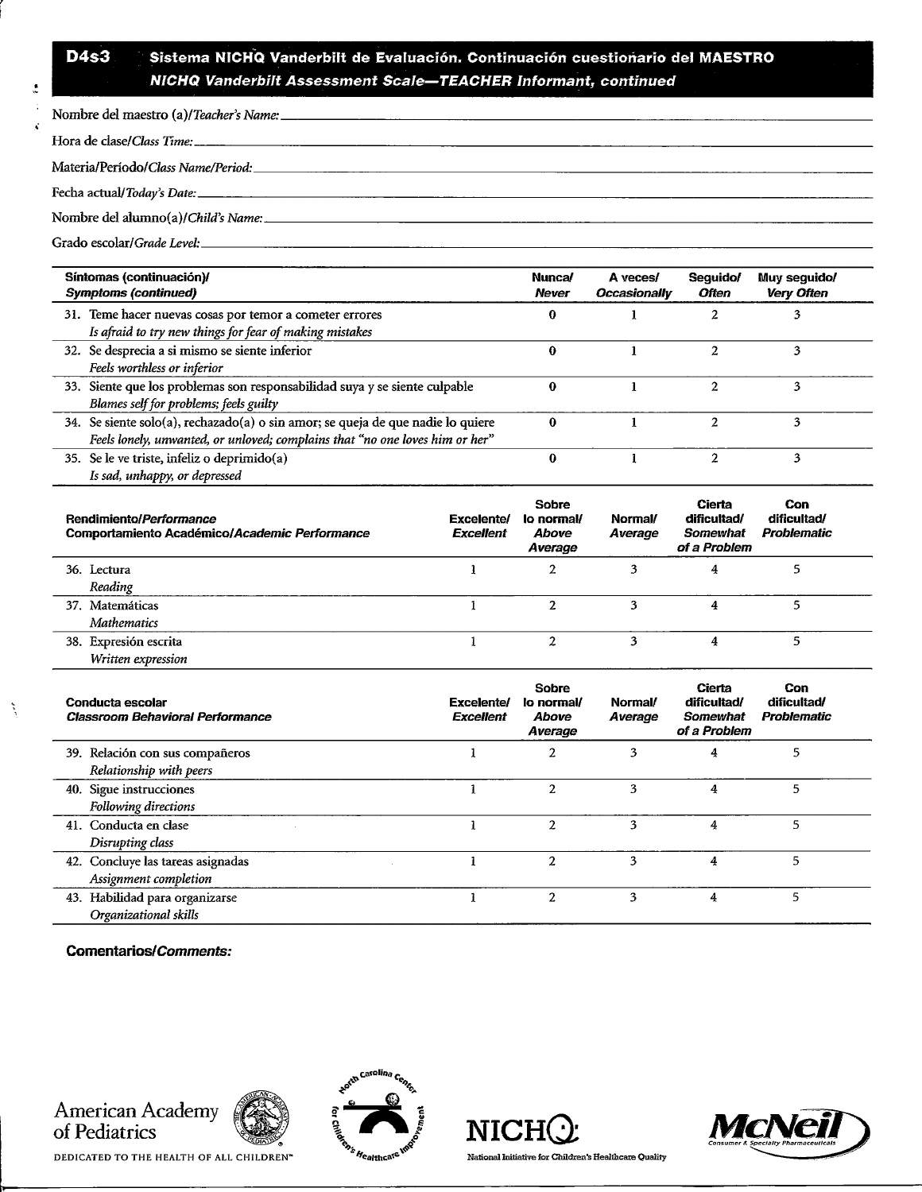**D4s3** **Sistema NICHQ Vanderbilt de Evaluación. Continuación cuestionario del MAESTRO**
***NICHQ Vanderbilt Assessment Scale—TEACHER Informant, continued***

Nombre del maestro (a)/*Teacher's Name:* ______

Hora de clase/*Class Time:* ______

Materia/Período/*Class Name/Period:* ______

Fecha actual/*Today's Date:* ______

Nombre del alumno(a)/*Child's Name:* ______

Grado escolar/*Grade Level:* ______

| **Síntomas (continuación)/ *Symptoms (continued)*** | **Nunca/ *Never*** | **A veces/ *Occasionally*** | **Seguido/ *Often*** | **Muy seguido/ *Very Often*** |
|---|---|---|---|---|
| 31. Teme hacer nuevas cosas por temor a cometer errores *Is afraid to try new things for fear of making mistakes* | 0 | 1 | 2 | 3 |
| 32. Se desprecia a si mismo se siente inferior *Feels worthless or inferior* | 0 | 1 | 2 | 3 |
| 33. Siente que los problemas son responsabilidad suya y se siente culpable *Blames self for problems; feels guilty* | 0 | 1 | 2 | 3 |
| 34. Se siente solo(a), rechazado(a) o sin amor; se queja de que nadie lo quiere *Feels lonely, unwanted, or unloved; complains that "no one loves him or her"* | 0 | 1 | 2 | 3 |
| 35. Se le ve triste, infeliz o deprimido(a) *Is sad, unhappy, or depressed* | 0 | 1 | 2 | 3 |

| **Rendimiento/*Performance*** **Comportamiento Académico/*Academic Performance*** | **Excelente/ *Excellent*** | **Sobre lo normal/ *Above Average*** | **Normal/ *Average*** | **Cierta dificultad/ *Somewhat of a Problem*** | **Con dificultad/ *Problematic*** |
|---|---|---|---|---|---|
| 36. Lectura *Reading* | 1 | 2 | 3 | 4 | 5 |
| 37. Matemáticas *Mathematics* | 1 | 2 | 3 | 4 | 5 |
| 38. Expresión escrita *Written expression* | 1 | 2 | 3 | 4 | 5 |

| **Conducta escolar *Classroom Behavioral Performance*** | **Excelente/ *Excellent*** | **Sobre lo normal/ *Above Average*** | **Normal/ *Average*** | **Cierta dificultad/ *Somewhat of a Problem*** | **Con dificultad/ *Problematic*** |
|---|---|---|---|---|---|
| 39. Relación con sus compañeros *Relationship with peers* | 1 | 2 | 3 | 4 | 5 |
| 40. Sigue instrucciones *Following directions* | 1 | 2 | 3 | 4 | 5 |
| 41. Conducta en clase *Disrupting class* | 1 | 2 | 3 | 4 | 5 |
| 42. Concluye las tareas asignadas *Assignment completion* | 1 | 2 | 3 | 4 | 5 |
| 43. Habilidad para organizarse *Organizational skills* | 1 | 2 | 3 | 4 | 5 |

**Comentarios/*Comments:***

American Academy of Pediatrics
DEDICATED TO THE HEALTH OF ALL CHILDREN™

North Carolina Center for Children's Healthcare Improvement

NICHQ
National Initiative for Children's Healthcare Quality

McNeil
Consumer & Specialty Pharmaceuticals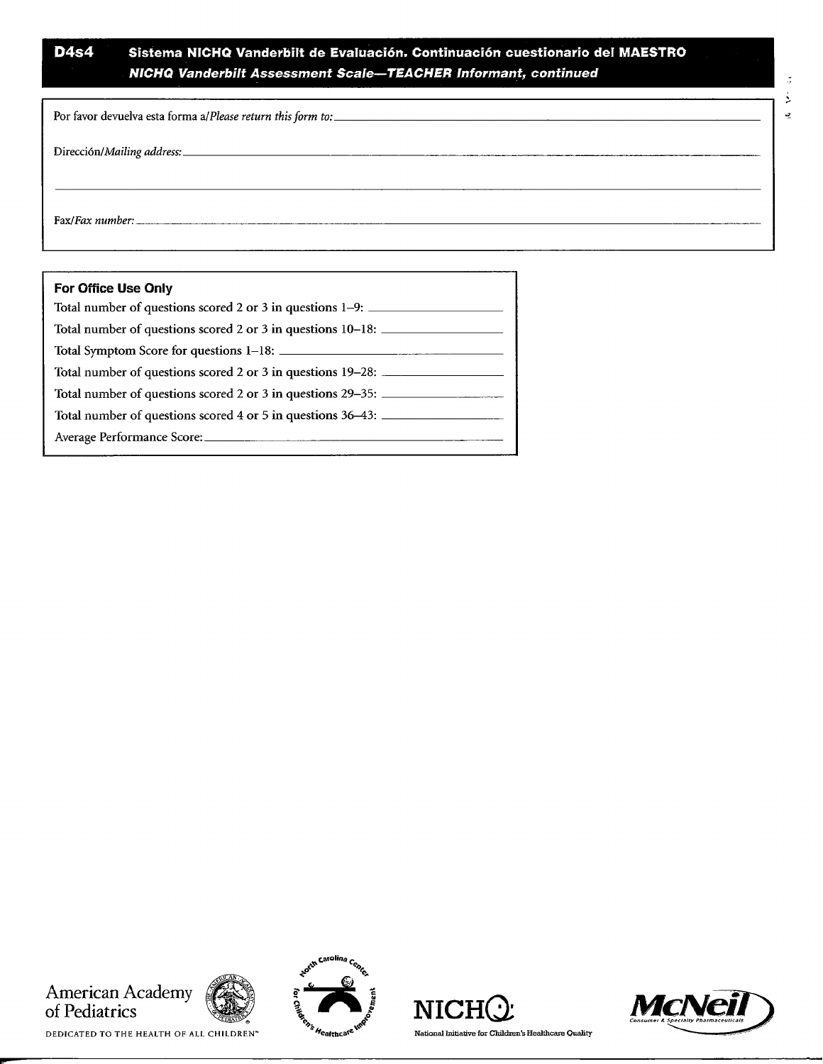## D4s4 Sistema NICHQ Vanderbilt de Evaluación. Continuación cuestionario del MAESTRO

### *NICHQ Vanderbilt Assessment Scale—TEACHER Informant, continued*

Por favor devuelva esta forma a/*Please return this form to:* ___

Dirección/*Mailing address:* ___

___

Fax/*Fax number:* ___

**For Office Use Only**

Total number of questions scored 2 or 3 in questions 1–9: ___

Total number of questions scored 2 or 3 in questions 10–18: ___

Total Symptom Score for questions 1–18: ___

Total number of questions scored 2 or 3 in questions 19–28: ___

Total number of questions scored 2 or 3 in questions 29–35: ___

Total number of questions scored 4 or 5 in questions 36–43: ___

Average Performance Score: ___

American Academy of Pediatrics

DEDICATED TO THE HEALTH OF ALL CHILDREN™

North Carolina Center for Children's Healthcare Improvement

NICHQ

National Initiative for Children's Healthcare Quality

McNeil

Consumer & Specialty Pharmaceuticals